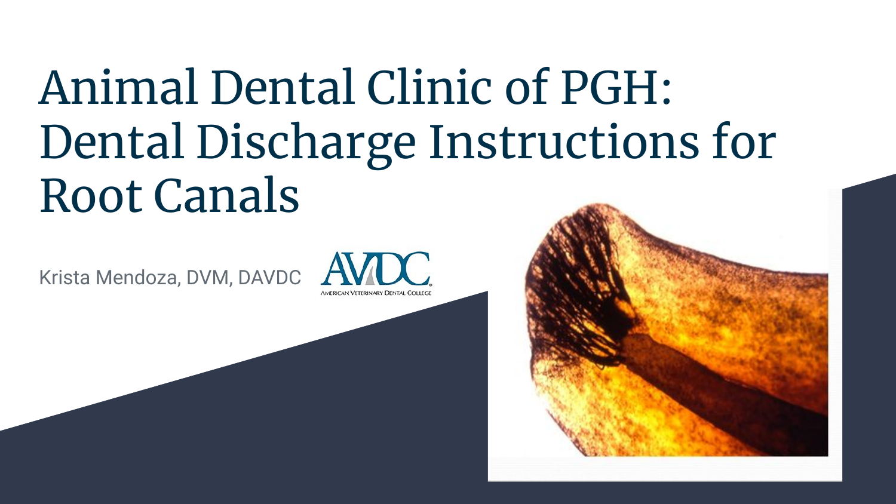# Animal Dental Clinic of PGH: Dental Discharge Instructions for Root Canals

Krista Mendoza, DVM, DAVDC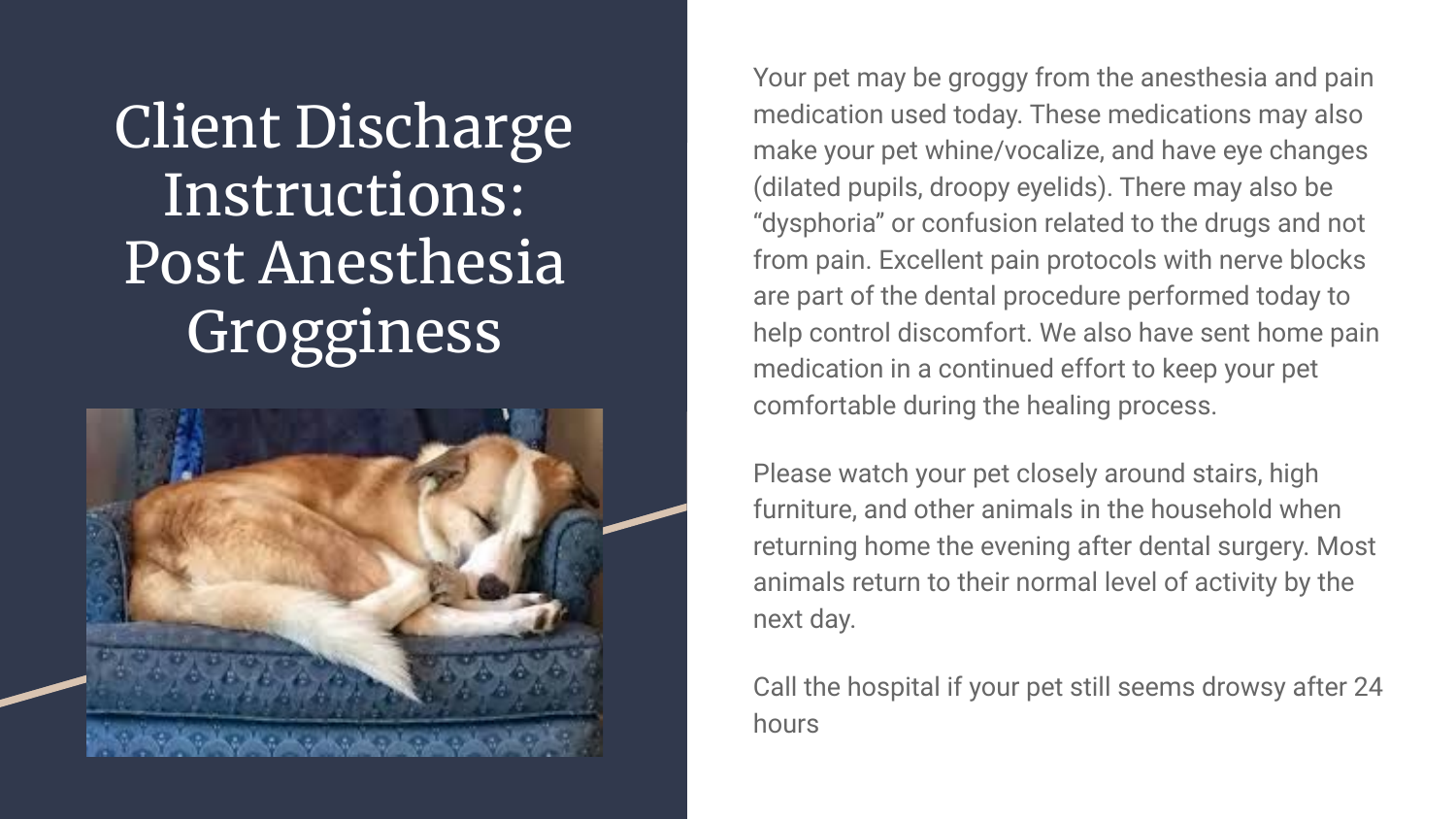# Client Discharge Instructions: Post Anesthesia Grogginess

Your pet may be groggy from the anesthesia and pain medication used today. These medications may also make your pet whine/vocalize, and have eye changes (dilated pupils, droopy eyelids). There may also be "dysphoria" or confusion related to the drugs and not from pain. Excellent pain protocols with nerve blocks are part of the dental procedure performed today to help control discomfort. We also have sent home pain medication in a continued effort to keep your pet comfortable during the healing process.

Please watch your pet closely around stairs, high furniture, and other animals in the household when returning home the evening after dental surgery. Most animals return to their normal level of activity by the next day.

Call the hospital if your pet still seems drowsy after 24 hours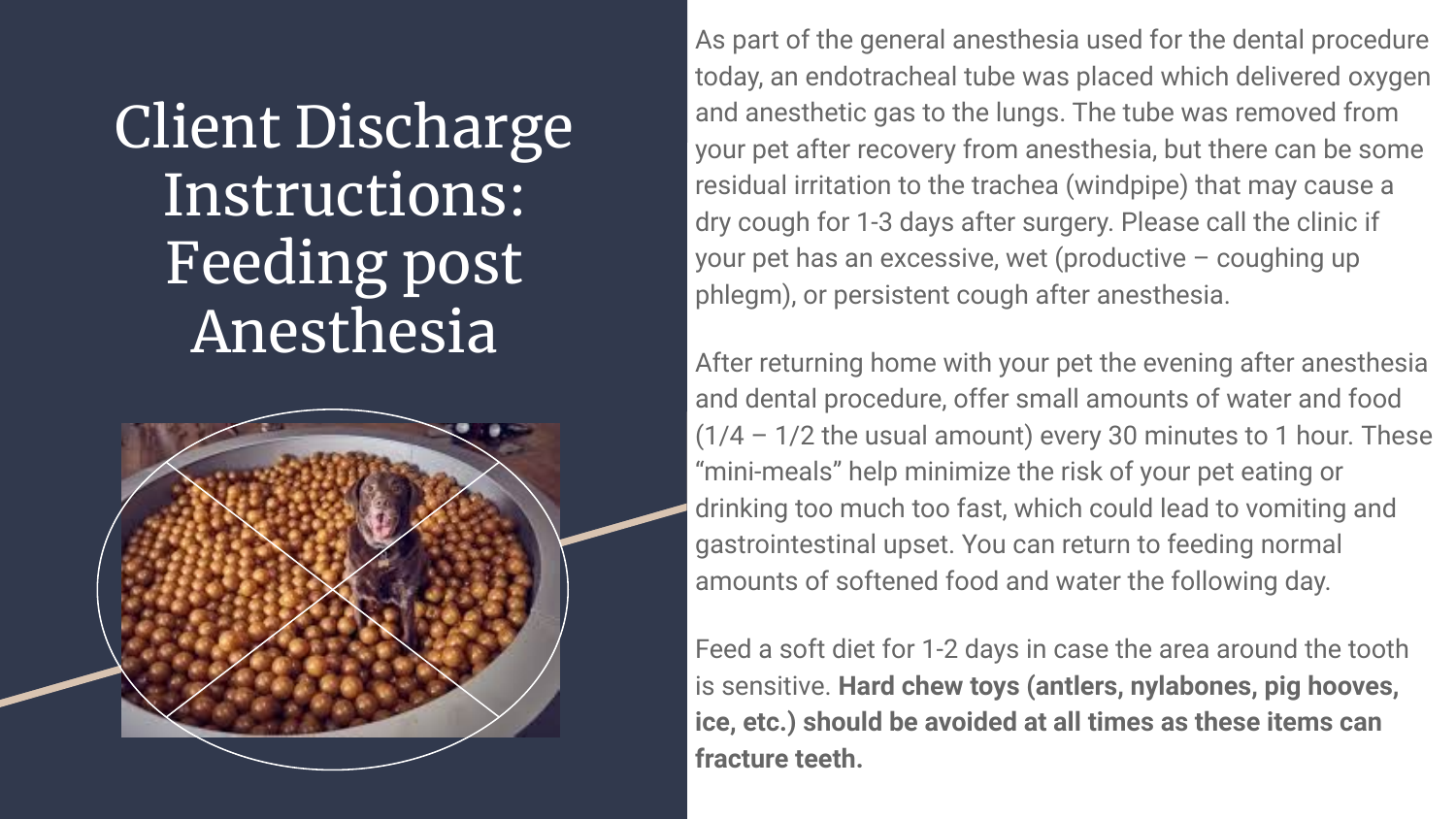# Client Discharge Instructions: Feeding post Anesthesia

As part of the general anesthesia used for the dental procedure today, an endotracheal tube was placed which delivered oxygen and anesthetic gas to the lungs. The tube was removed from your pet after recovery from anesthesia, but there can be some residual irritation to the trachea (windpipe) that may cause a dry cough for 1-3 days after surgery. Please call the clinic if your pet has an excessive, wet (productive – coughing up phlegm), or persistent cough after anesthesia.

After returning home with your pet the evening after anesthesia and dental procedure, offer small amounts of water and food (1/4 – 1/2 the usual amount) every 30 minutes to 1 hour. These "mini-meals" help minimize the risk of your pet eating or drinking too much too fast, which could lead to vomiting and gastrointestinal upset. You can return to feeding normal amounts of softened food and water the following day.

Feed a soft diet for 1-2 days in case the area around the tooth is sensitive. **Hard chew toys (antlers, nylabones, pig hooves, ice, etc.) should be avoided at all times as these items can fracture teeth.**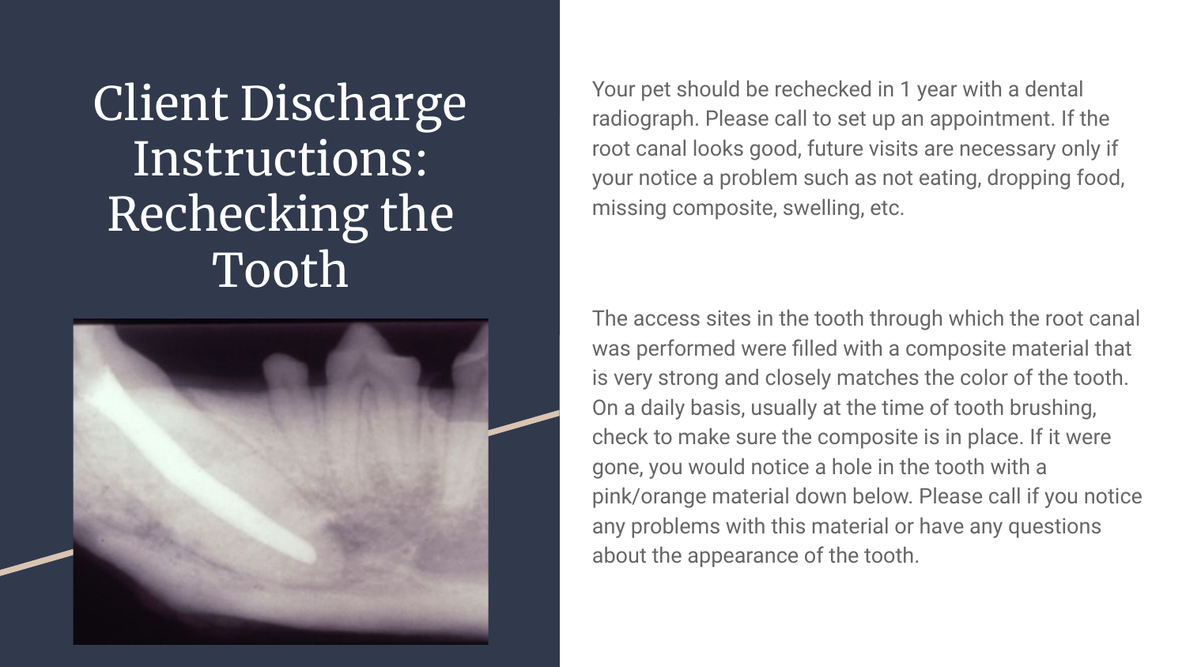# Client Discharge Instructions: Rechecking the Tooth

Your pet should be rechecked in 1 year with a dental radiograph. Please call to set up an appointment. If the root canal looks good, future visits are necessary only if your notice a problem such as not eating, dropping food, missing composite, swelling, etc.

The access sites in the tooth through which the root canal was performed were filled with a composite material that is very strong and closely matches the color of the tooth. On a daily basis, usually at the time of tooth brushing, check to make sure the composite is in place. If it were gone, you would notice a hole in the tooth with a pink/orange material down below. Please call if you notice any problems with this material or have any questions about the appearance of the tooth.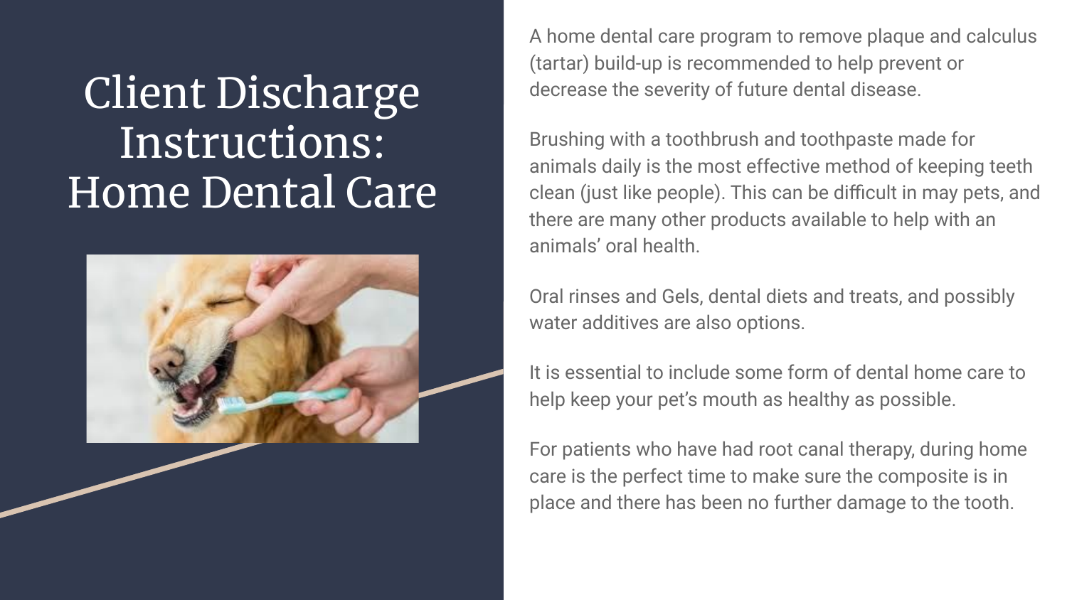# Client Discharge Instructions: Home Dental Care

A home dental care program to remove plaque and calculus (tartar) build-up is recommended to help prevent or decrease the severity of future dental disease.

Brushing with a toothbrush and toothpaste made for animals daily is the most effective method of keeping teeth clean (just like people). This can be difficult in may pets, and there are many other products available to help with an animals' oral health.

Oral rinses and Gels, dental diets and treats, and possibly water additives are also options.

It is essential to include some form of dental home care to help keep your pet's mouth as healthy as possible.

For patients who have had root canal therapy, during home care is the perfect time to make sure the composite is in place and there has been no further damage to the tooth.